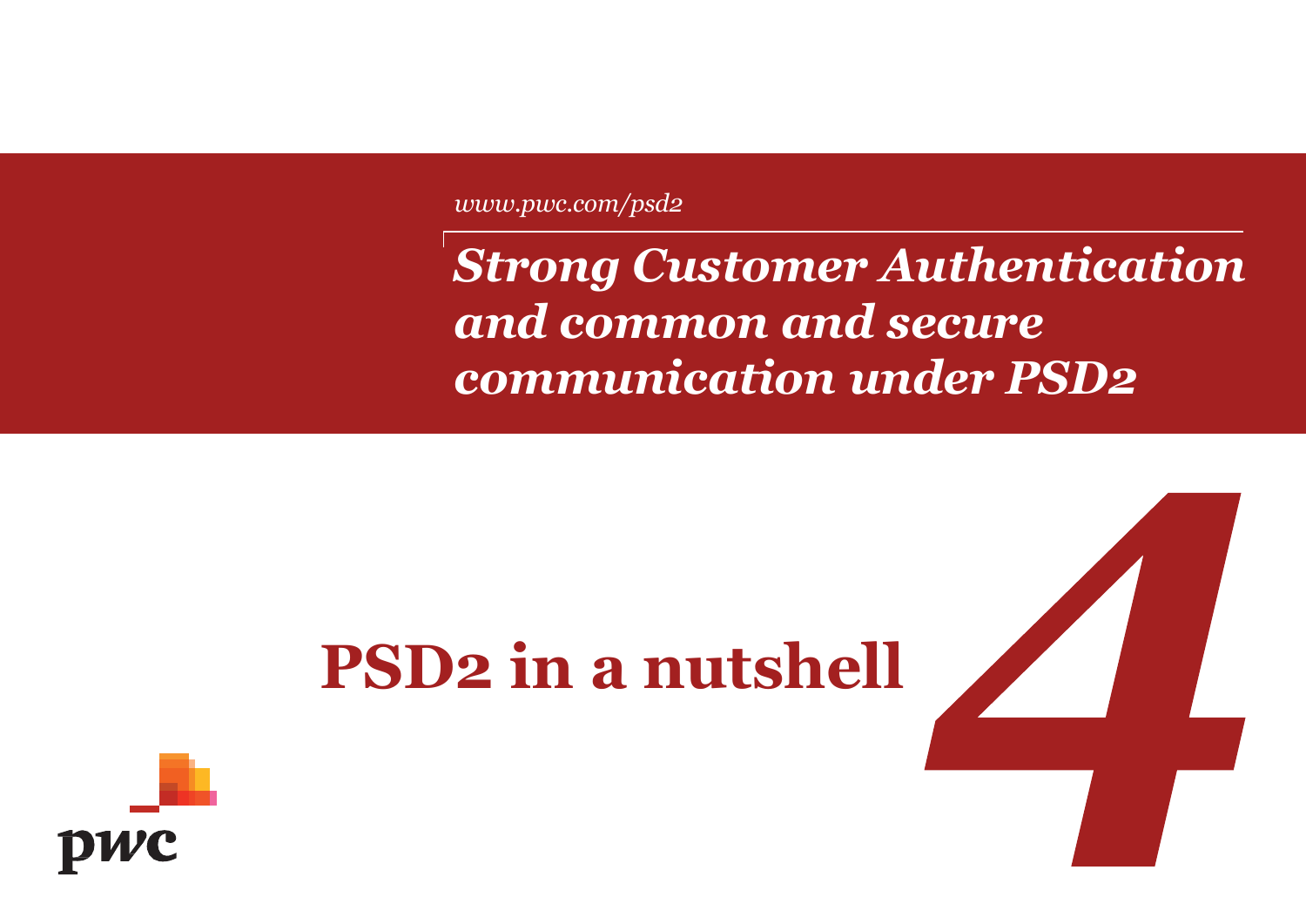*www.pwc.com/psd2*

# *Strong Customer Authentication and common and secure communication under PSD2*

## PSD2 in a nutshell

4

pwc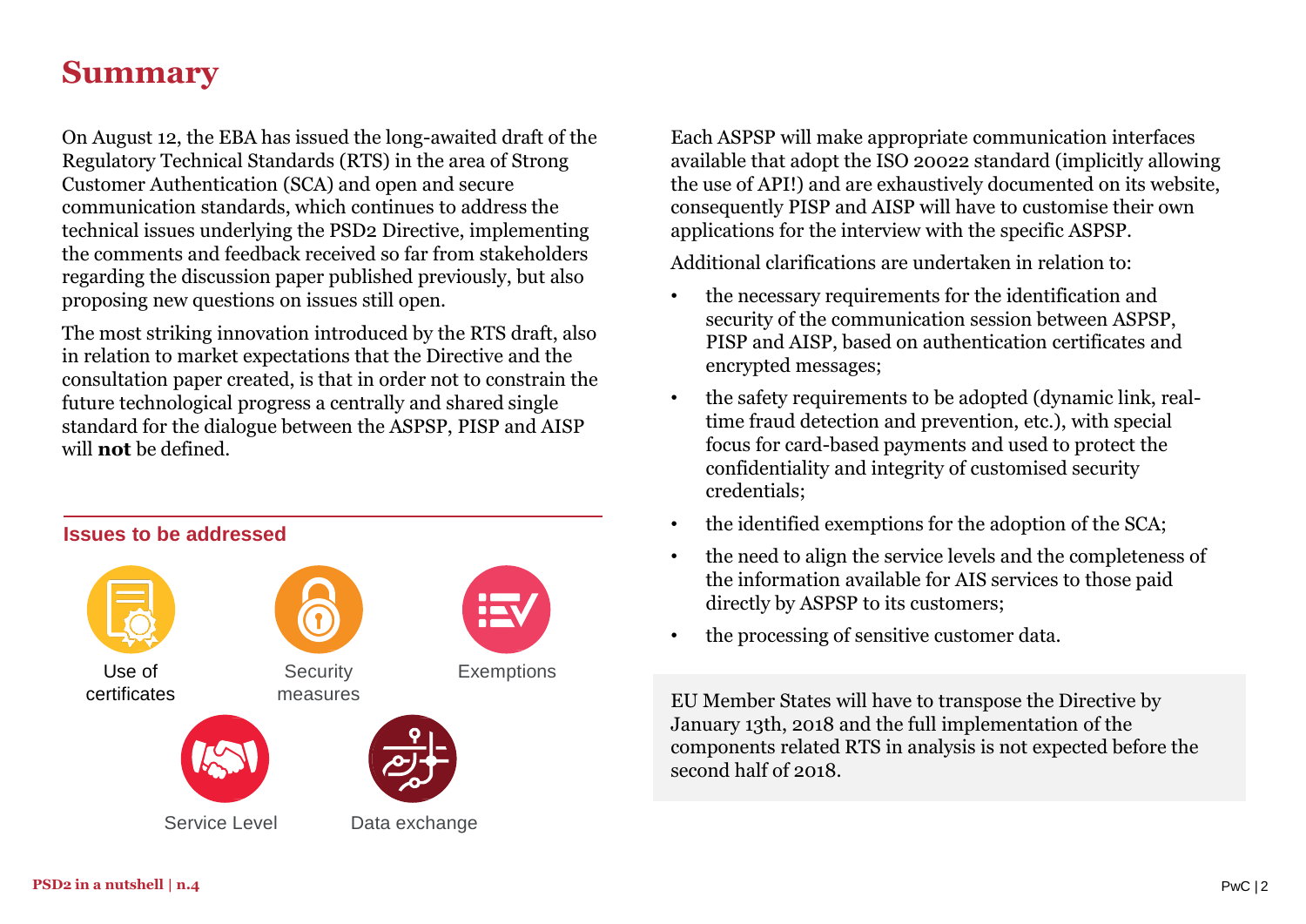# Summary

On August 12, the EBA has issued the long-awaited draft of the Regulatory Technical Standards (RTS) in the area of Strong Customer Authentication (SCA) and open and secure communication standards, which continues to address the technical issues underlying the PSD2 Directive, implementing the comments and feedback received so far from stakeholders regarding the discussion paper published previously, but also proposing new questions on issues still open.

The most striking innovation introduced by the RTS draft, also in relation to market expectations that the Directive and the consultation paper created, is that in order not to constrain the future technological progress a centrally and shared single standard for the dialogue between the ASPSP, PISP and AISP will **not** be defined.

## Issues to be addressed

- Use of certificates
- Security measures
- Exemptions
- Service Level
- Data exchange

Each ASPSP will make appropriate communication interfaces available that adopt the ISO 20022 standard (implicitly allowing the use of API!) and are exhaustively documented on its website, consequently PISP and AISP will have to customise their own applications for the interview with the specific ASPSP.

Additional clarifications are undertaken in relation to:

- the necessary requirements for the identification and security of the communication session between ASPSP, PISP and AISP, based on authentication certificates and encrypted messages;
- the safety requirements to be adopted (dynamic link, real-time fraud detection and prevention, etc.), with special focus for card-based payments and used to protect the confidentiality and integrity of customised security credentials;
- the identified exemptions for the adoption of the SCA;
- the need to align the service levels and the completeness of the information available for AIS services to those paid directly by ASPSP to its customers;
- the processing of sensitive customer data.

EU Member States will have to transpose the Directive by January 13th, 2018 and the full implementation of the components related RTS in analysis is not expected before the second half of 2018.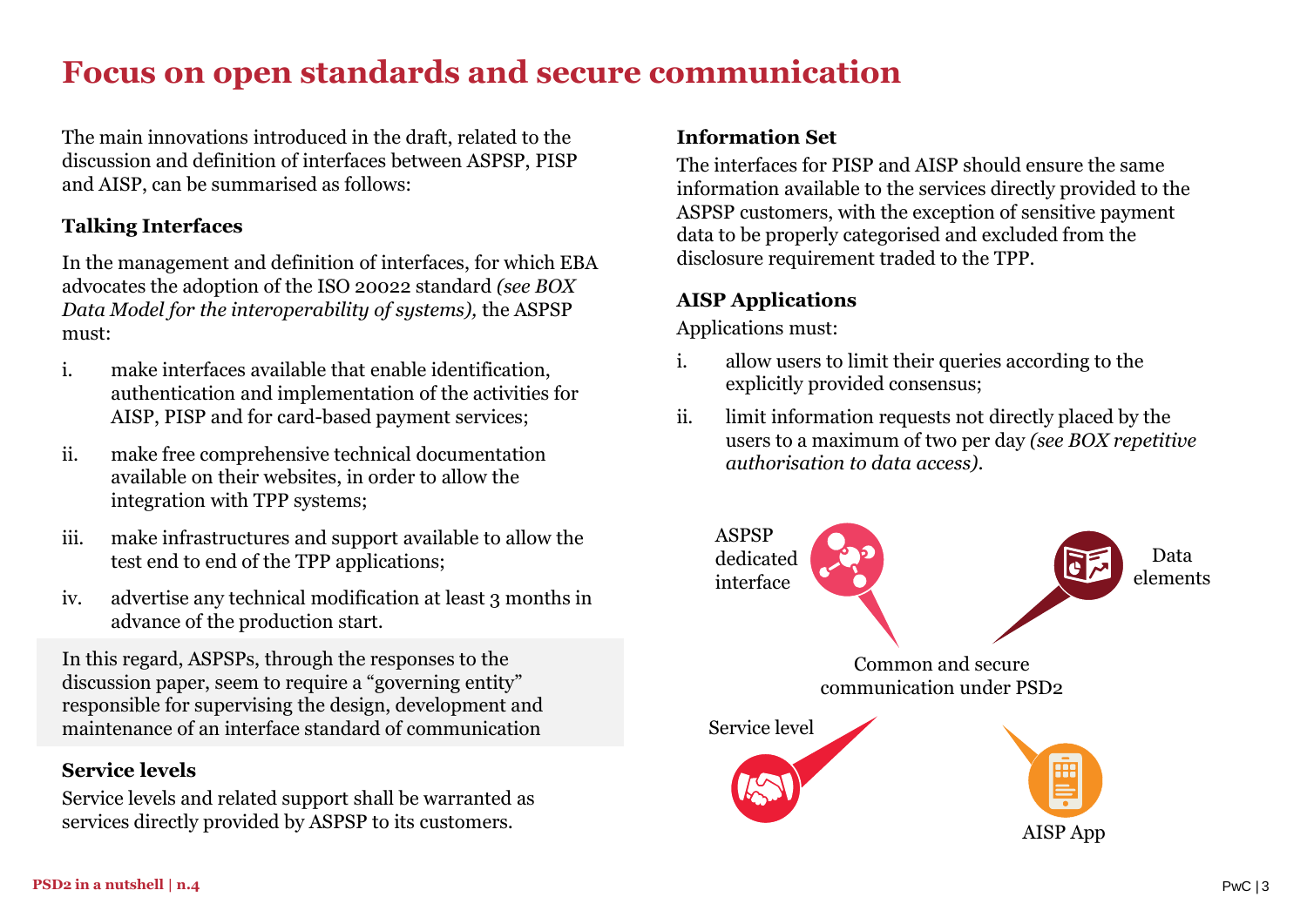# Focus on open standards and secure communication

The main innovations introduced in the draft, related to the discussion and definition of interfaces between ASPSP, PISP and AISP, can be summarised as follows:

### Talking Interfaces

In the management and definition of interfaces, for which EBA advocates the adoption of the ISO 20022 standard *(see BOX Data Model for the interoperability of systems),* the ASPSP must:

i. make interfaces available that enable identification, authentication and implementation of the activities for AISP, PISP and for card-based payment services;

ii. make free comprehensive technical documentation available on their websites, in order to allow the integration with TPP systems;

iii. make infrastructures and support available to allow the test end to end of the TPP applications;

iv. advertise any technical modification at least 3 months in advance of the production start.

In this regard, ASPSPs, through the responses to the discussion paper, seem to require a "governing entity" responsible for supervising the design, development and maintenance of an interface standard of communication

### Service levels

Service levels and related support shall be warranted as services directly provided by ASPSP to its customers.

### Information Set

The interfaces for PISP and AISP should ensure the same information available to the services directly provided to the ASPSP customers, with the exception of sensitive payment data to be properly categorised and excluded from the disclosure requirement traded to the TPP.

### AISP Applications

Applications must:

i. allow users to limit their queries according to the explicitly provided consensus;

ii. limit information requests not directly placed by the users to a maximum of two per day *(see BOX repetitive authorisation to data access).*

ASPSP dedicated interface

Data elements

Common and secure communication under PSD2

Service level

AISP App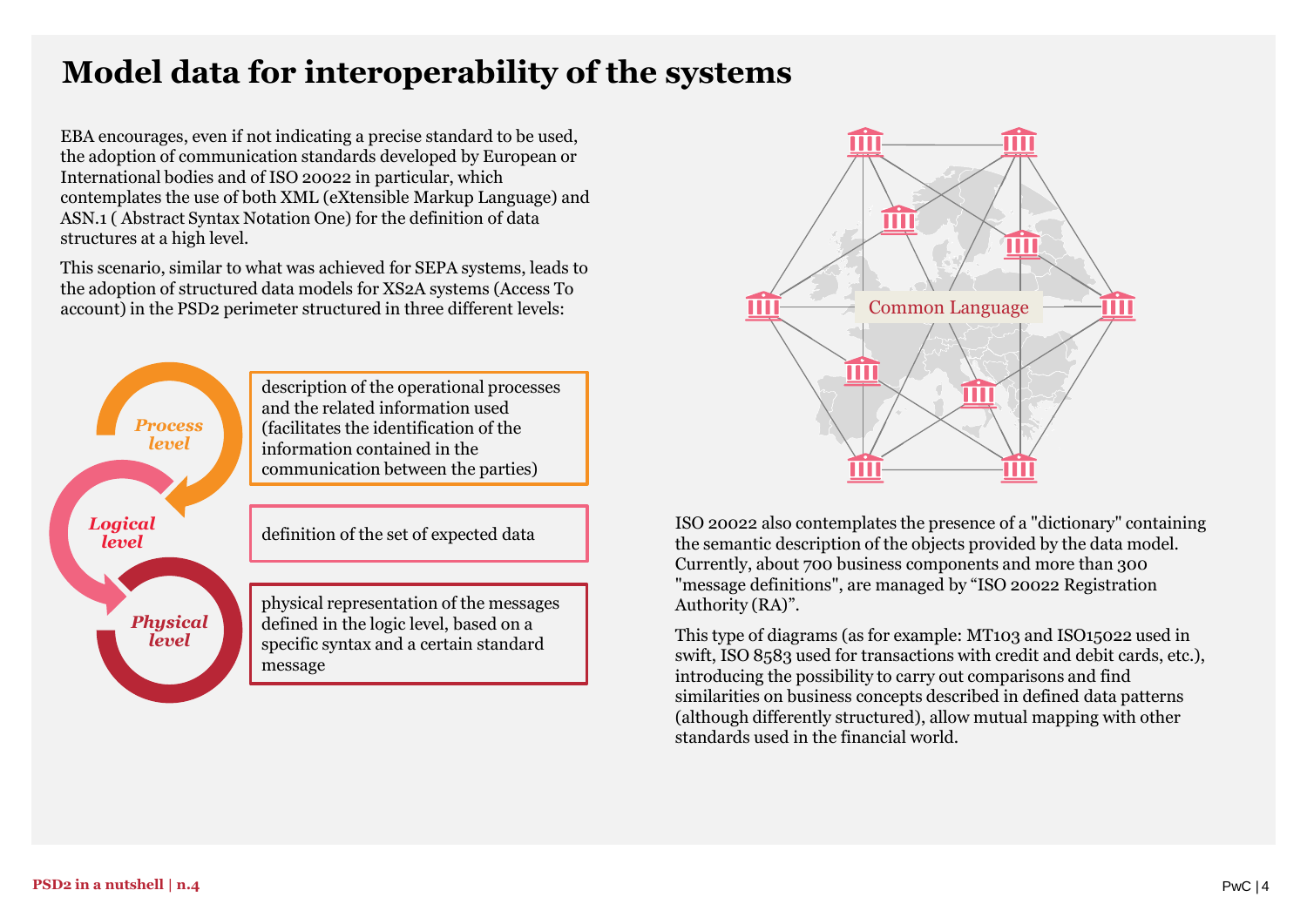# Model data for interoperability of the systems

EBA encourages, even if not indicating a precise standard to be used, the adoption of communication standards developed by European or International bodies and of ISO 20022 in particular, which contemplates the use of both XML (eXtensible Markup Language) and ASN.1 ( Abstract Syntax Notation One) for the definition of data structures at a high level.

This scenario, similar to what was achieved for SEPA systems, leads to the adoption of structured data models for XS2A systems (Access To account) in the PSD2 perimeter structured in three different levels:

- ***Process level***: description of the operational processes and the related information used (facilitates the identification of the information contained in the communication between the parties)
- ***Logical level***: definition of the set of expected data
- ***Physical level***: physical representation of the messages defined in the logic level, based on a specific syntax and a certain standard message

Common Language

ISO 20022 also contemplates the presence of a "dictionary" containing the semantic description of the objects provided by the data model. Currently, about 700 business components and more than 300 "message definitions", are managed by "ISO 20022 Registration Authority (RA)".

This type of diagrams (as for example: MT103 and ISO15022 used in swift, ISO 8583 used for transactions with credit and debit cards, etc.), introducing the possibility to carry out comparisons and find similarities on business concepts described in defined data patterns (although differently structured), allow mutual mapping with other standards used in the financial world.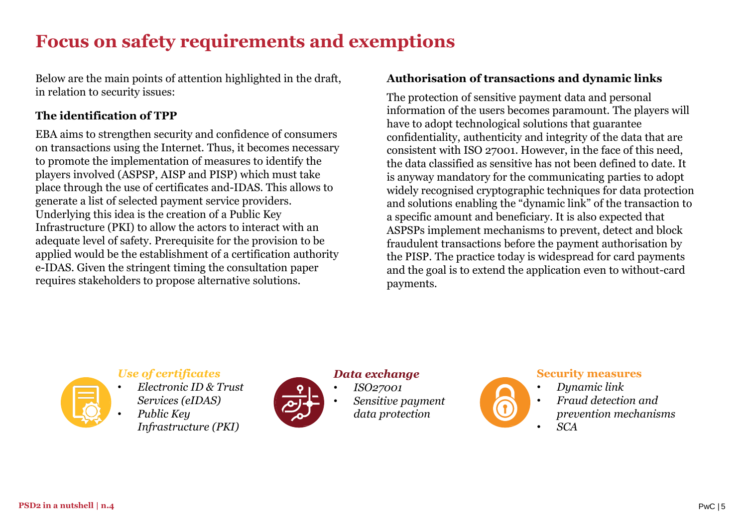# Focus on safety requirements and exemptions

Below are the main points of attention highlighted in the draft, in relation to security issues:

### The identification of TPP

EBA aims to strengthen security and confidence of consumers on transactions using the Internet. Thus, it becomes necessary to promote the implementation of measures to identify the players involved (ASPSP, AISP and PISP) which must take place through the use of certificates and-IDAS. This allows to generate a list of selected payment service providers. Underlying this idea is the creation of a Public Key Infrastructure (PKI) to allow the actors to interact with an adequate level of safety. Prerequisite for the provision to be applied would be the establishment of a certification authority e-IDAS. Given the stringent timing the consultation paper requires stakeholders to propose alternative solutions.

### Authorisation of transactions and dynamic links

The protection of sensitive payment data and personal information of the users becomes paramount. The players will have to adopt technological solutions that guarantee confidentiality, authenticity and integrity of the data that are consistent with ISO 27001. However, in the face of this need, the data classified as sensitive has not been defined to date. It is anyway mandatory for the communicating parties to adopt widely recognised cryptographic techniques for data protection and solutions enabling the "dynamic link" of the transaction to a specific amount and beneficiary. It is also expected that ASPSPs implement mechanisms to prevent, detect and block fraudulent transactions before the payment authorisation by the PISP. The practice today is widespread for card payments and the goal is to extend the application even to without-card payments.

***Use of certificates***

- *Electronic ID & Trust Services (eIDAS)*
- *Public Key Infrastructure (PKI)*

***Data exchange***

- *ISO27001*
- *Sensitive payment data protection*

**Security measures**

- *Dynamic link*
- *Fraud detection and prevention mechanisms*
- *SCA*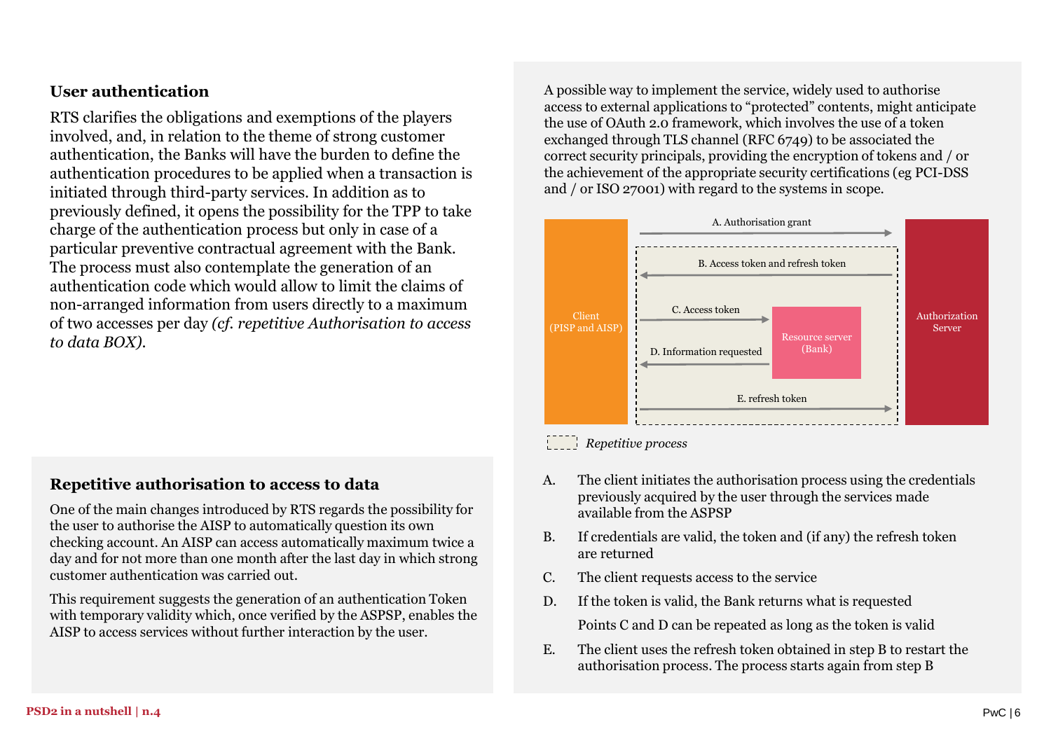## User authentication

RTS clarifies the obligations and exemptions of the players involved, and, in relation to the theme of strong customer authentication, the Banks will have the burden to define the authentication procedures to be applied when a transaction is initiated through third-party services. In addition as to previously defined, it opens the possibility for the TPP to take charge of the authentication process but only in case of a particular preventive contractual agreement with the Bank. The process must also contemplate the generation of an authentication code which would allow to limit the claims of non-arranged information from users directly to a maximum of two accesses per day *(cf. repetitive Authorisation to access to data BOX).*

## Repetitive authorisation to access to data

One of the main changes introduced by RTS regards the possibility for the user to authorise the AISP to automatically question its own checking account. An AISP can access automatically maximum twice a day and for not more than one month after the last day in which strong customer authentication was carried out.

This requirement suggests the generation of an authentication Token with temporary validity which, once verified by the ASPSP, enables the AISP to access services without further interaction by the user.

A possible way to implement the service, widely used to authorise access to external applications to "protected" contents, might anticipate the use of OAuth 2.0 framework, which involves the use of a token exchanged through TLS channel (RFC 6749) to be associated the correct security principals, providing the encryption of tokens and / or the achievement of the appropriate security certifications (eg PCI-DSS and / or ISO 27001) with regard to the systems in scope.

Client (PISP and AISP) | A. Authorisation grant | B. Access token and refresh token | C. Access token | Resource server (Bank) | D. Information requested | E. refresh token | Authorization Server

*Repetitive process*

A. The client initiates the authorisation process using the credentials previously acquired by the user through the services made available from the ASPSP

B. If credentials are valid, the token and (if any) the refresh token are returned

C. The client requests access to the service

D. If the token is valid, the Bank returns what is requested

   Points C and D can be repeated as long as the token is valid

E. The client uses the refresh token obtained in step B to restart the authorisation process. The process starts again from step B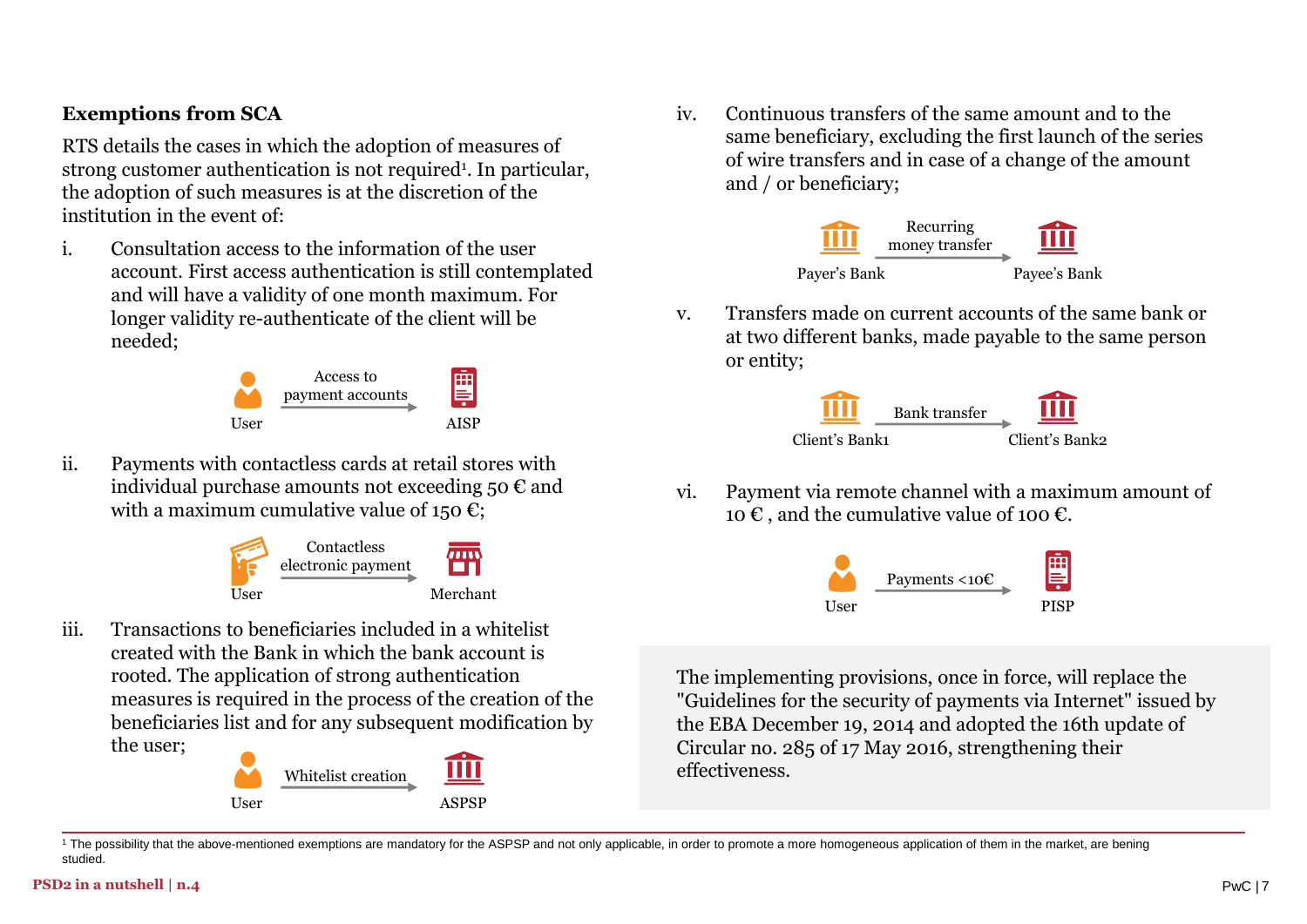### Exemptions from SCA

RTS details the cases in which the adoption of measures of strong customer authentication is not required[1]. In particular, the adoption of such measures is at the discretion of the institution in the event of:

i. Consultation access to the information of the user account. First access authentication is still contemplated and will have a validity of one month maximum. For longer validity re-authenticate of the client will be needed;

User → Access to payment accounts → AISP

ii. Payments with contactless cards at retail stores with individual purchase amounts not exceeding 50 € and with a maximum cumulative value of 150 €;

User → Contactless electronic payment → Merchant

iii. Transactions to beneficiaries included in a whitelist created with the Bank in which the bank account is rooted. The application of strong authentication measures is required in the process of the creation of the beneficiaries list and for any subsequent modification by the user;

User → Whitelist creation → ASPSP

iv. Continuous transfers of the same amount and to the same beneficiary, excluding the first launch of the series of wire transfers and in case of a change of the amount and / or beneficiary;

Payer's Bank → Recurring money transfer → Payee's Bank

v. Transfers made on current accounts of the same bank or at two different banks, made payable to the same person or entity;

Client's Bank1 → Bank transfer → Client's Bank2

vi. Payment via remote channel with a maximum amount of 10 € , and the cumulative value of 100 €.

User → Payments <10€ → PISP

The implementing provisions, once in force, will replace the "Guidelines for the security of payments via Internet" issued by the EBA December 19, 2014 and adopted the 16th update of Circular no. 285 of 17 May 2016, strengthening their effectiveness.

---

[1] The possibility that the above-mentioned exemptions are mandatory for the ASPSP and not only applicable, in order to promote a more homogeneous application of them in the market, are bening studied.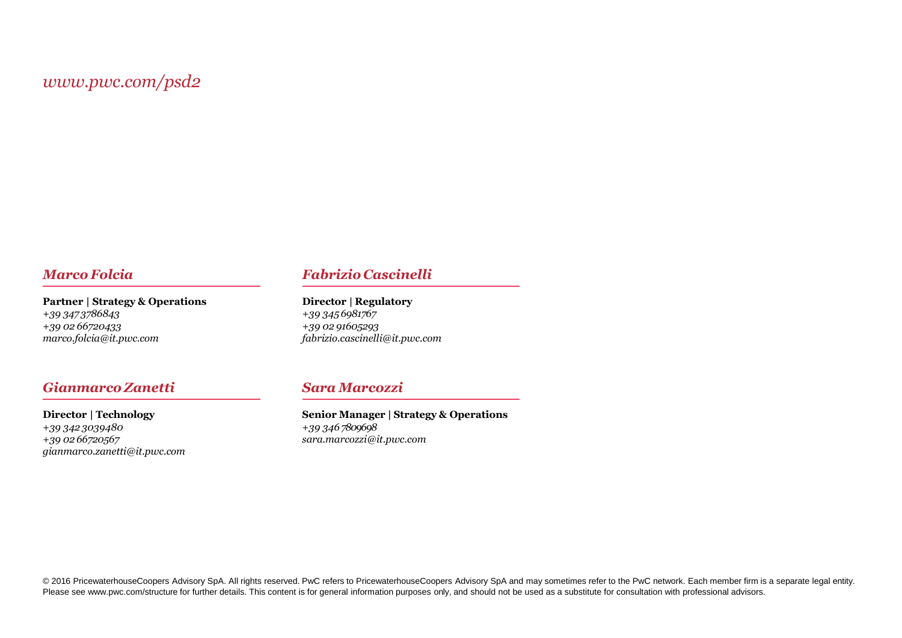*www.pwc.com/psd2*

### *Marco Folcia*

**Partner | Strategy & Operations**
*+39 347 3786843*
*+39 02 66720433*
*marco.folcia@it.pwc.com*

### *Fabrizio Cascinelli*

**Director | Regulatory**
*+39 345 6981767*
*+39 02 91605293*
*fabrizio.cascinelli@it.pwc.com*

### *Gianmarco Zanetti*

**Director | Technology**
*+39 342 3039480*
*+39 02 66720567*
*gianmarco.zanetti@it.pwc.com*

### *Sara Marcozzi*

**Senior Manager | Strategy & Operations**
*+39 346 7809698*
*sara.marcozzi@it.pwc.com*

© 2016 PricewaterhouseCoopers Advisory SpA. All rights reserved. PwC refers to PricewaterhouseCoopers Advisory SpA and may sometimes refer to the PwC network. Each member firm is a separate legal entity. Please see www.pwc.com/structure for further details. This content is for general information purposes only, and should not be used as a substitute for consultation with professional advisors.